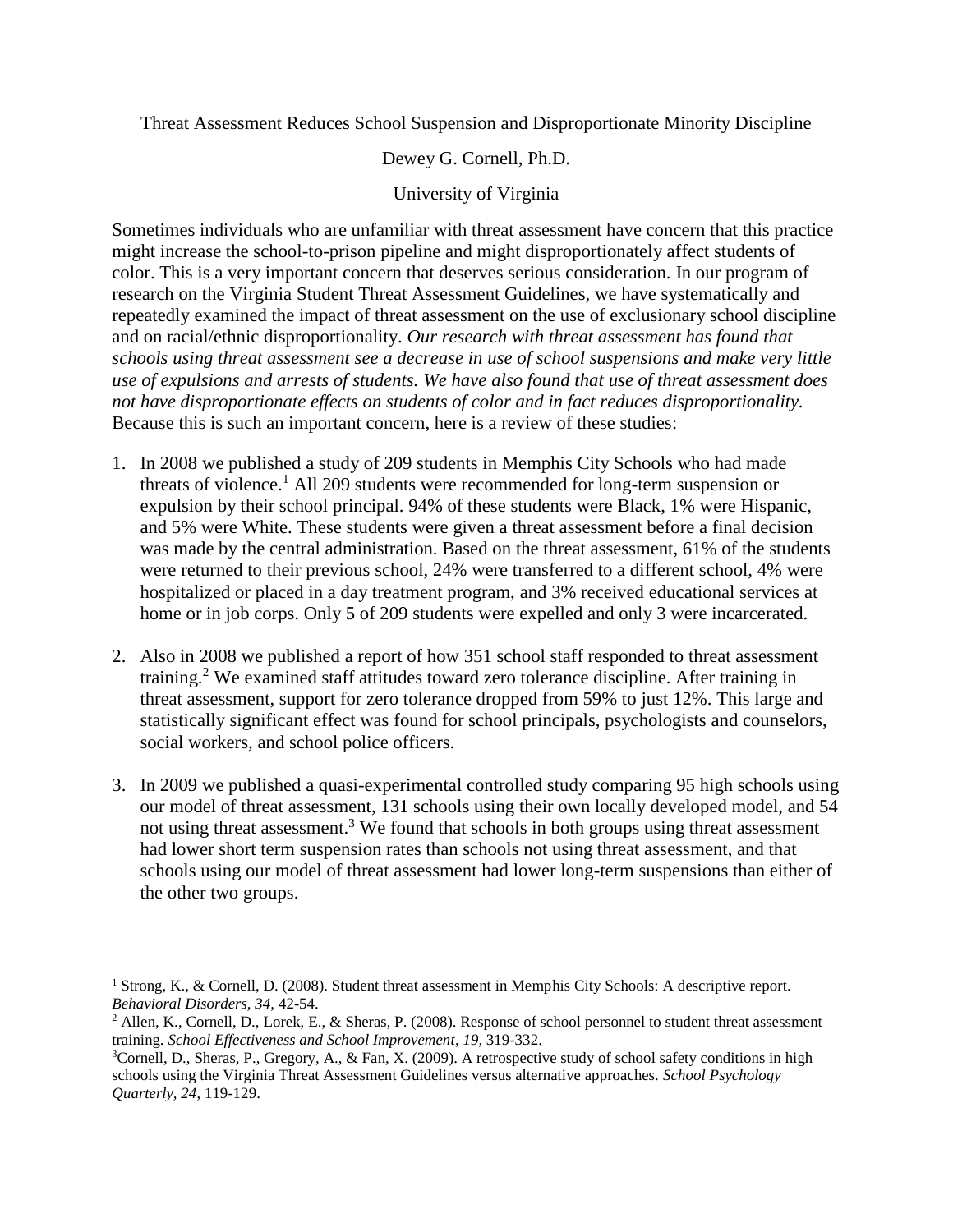# Threat Assessment Reduces School Suspension and Disproportionate Minority Discipline

Dewey G. Cornell, Ph.D.

University of Virginia

Sometimes individuals who are unfamiliar with threat assessment have concern that this practice might increase the school-to-prison pipeline and might disproportionately affect students of color. This is a very important concern that deserves serious consideration. In our program of research on the Virginia Student Threat Assessment Guidelines, we have systematically and repeatedly examined the impact of threat assessment on the use of exclusionary school discipline and on racial/ethnic disproportionality. *Our research with threat assessment has found that schools using threat assessment see a decrease in use of school suspensions and make very little use of expulsions and arrests of students. We have also found that use of threat assessment does not have disproportionate effects on students of color and in fact reduces disproportionality.* Because this is such an important concern, here is a review of these studies:

1. In 2008 we published a study of 209 students in Memphis City Schools who had made threats of violence.[1] All 209 students were recommended for long-term suspension or expulsion by their school principal. 94% of these students were Black, 1% were Hispanic, and 5% were White. These students were given a threat assessment before a final decision was made by the central administration. Based on the threat assessment, 61% of the students were returned to their previous school, 24% were transferred to a different school, 4% were hospitalized or placed in a day treatment program, and 3% received educational services at home or in job corps. Only 5 of 209 students were expelled and only 3 were incarcerated.

2. Also in 2008 we published a report of how 351 school staff responded to threat assessment training.[2] We examined staff attitudes toward zero tolerance discipline. After training in threat assessment, support for zero tolerance dropped from 59% to just 12%. This large and statistically significant effect was found for school principals, psychologists and counselors, social workers, and school police officers.

3. In 2009 we published a quasi-experimental controlled study comparing 95 high schools using our model of threat assessment, 131 schools using their own locally developed model, and 54 not using threat assessment.[3] We found that schools in both groups using threat assessment had lower short term suspension rates than schools not using threat assessment, and that schools using our model of threat assessment had lower long-term suspensions than either of the other two groups.

---

[1] Strong, K., & Cornell, D. (2008). Student threat assessment in Memphis City Schools: A descriptive report. *Behavioral Disorders, 34*, 42-54.

[2] Allen, K., Cornell, D., Lorek, E., & Sheras, P. (2008). Response of school personnel to student threat assessment training. *School Effectiveness and School Improvement, 19*, 319-332.

[3] Cornell, D., Sheras, P., Gregory, A., & Fan, X. (2009). A retrospective study of school safety conditions in high schools using the Virginia Threat Assessment Guidelines versus alternative approaches. *School Psychology Quarterly, 24*, 119-129.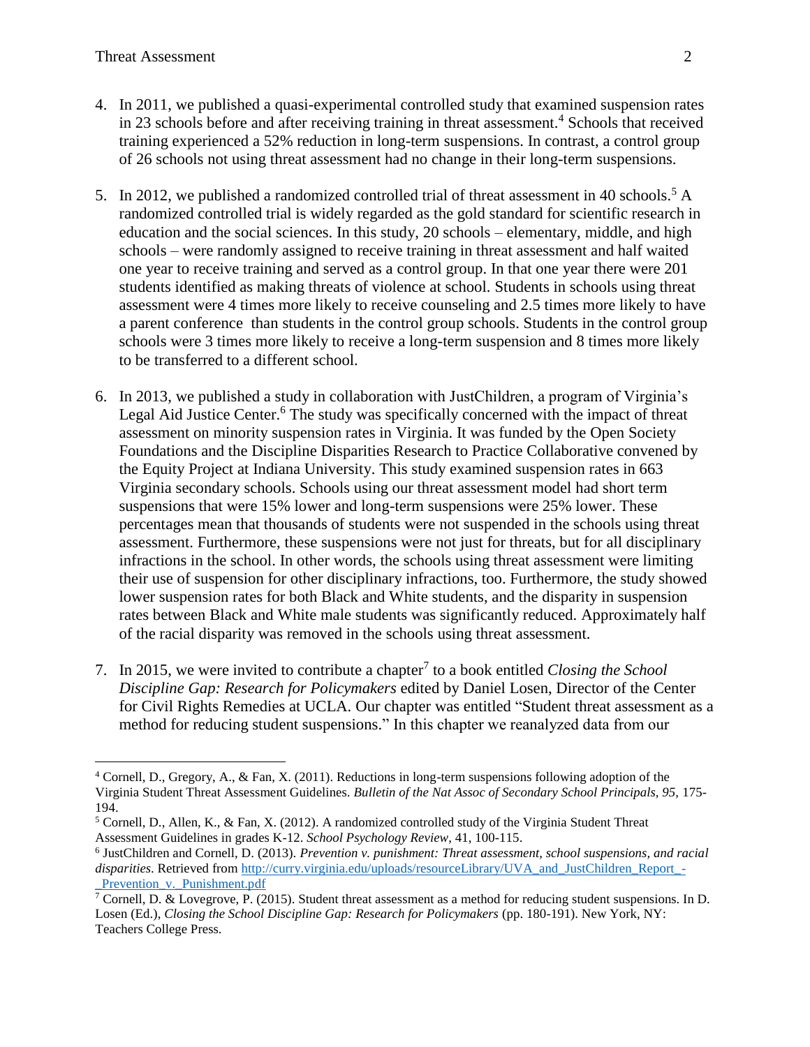4. In 2011, we published a quasi-experimental controlled study that examined suspension rates in 23 schools before and after receiving training in threat assessment.[4] Schools that received training experienced a 52% reduction in long-term suspensions. In contrast, a control group of 26 schools not using threat assessment had no change in their long-term suspensions.

5. In 2012, we published a randomized controlled trial of threat assessment in 40 schools.[5] A randomized controlled trial is widely regarded as the gold standard for scientific research in education and the social sciences. In this study, 20 schools – elementary, middle, and high schools – were randomly assigned to receive training in threat assessment and half waited one year to receive training and served as a control group. In that one year there were 201 students identified as making threats of violence at school. Students in schools using threat assessment were 4 times more likely to receive counseling and 2.5 times more likely to have a parent conference than students in the control group schools. Students in the control group schools were 3 times more likely to receive a long-term suspension and 8 times more likely to be transferred to a different school.

6. In 2013, we published a study in collaboration with JustChildren, a program of Virginia's Legal Aid Justice Center.[6] The study was specifically concerned with the impact of threat assessment on minority suspension rates in Virginia. It was funded by the Open Society Foundations and the Discipline Disparities Research to Practice Collaborative convened by the Equity Project at Indiana University. This study examined suspension rates in 663 Virginia secondary schools. Schools using our threat assessment model had short term suspensions that were 15% lower and long-term suspensions were 25% lower. These percentages mean that thousands of students were not suspended in the schools using threat assessment. Furthermore, these suspensions were not just for threats, but for all disciplinary infractions in the school. In other words, the schools using threat assessment were limiting their use of suspension for other disciplinary infractions, too. Furthermore, the study showed lower suspension rates for both Black and White students, and the disparity in suspension rates between Black and White male students was significantly reduced. Approximately half of the racial disparity was removed in the schools using threat assessment.

7. In 2015, we were invited to contribute a chapter[7] to a book entitled *Closing the School Discipline Gap: Research for Policymakers* edited by Daniel Losen, Director of the Center for Civil Rights Remedies at UCLA. Our chapter was entitled "Student threat assessment as a method for reducing student suspensions." In this chapter we reanalyzed data from our

---

[4] Cornell, D., Gregory, A., & Fan, X. (2011). Reductions in long-term suspensions following adoption of the Virginia Student Threat Assessment Guidelines. *Bulletin of the Nat Assoc of Secondary School Principals, 95,* 175-194.

[5] Cornell, D., Allen, K., & Fan, X. (2012). A randomized controlled study of the Virginia Student Threat Assessment Guidelines in grades K-12. *School Psychology Review*, 41, 100-115.

[6] JustChildren and Cornell, D. (2013). *Prevention v. punishment: Threat assessment, school suspensions, and racial disparities*. Retrieved from http://curry.virginia.edu/uploads/resourceLibrary/UVA_and_JustChildren_Report_-_Prevention_v._Punishment.pdf

[7] Cornell, D. & Lovegrove, P. (2015). Student threat assessment as a method for reducing student suspensions. In D. Losen (Ed.), *Closing the School Discipline Gap: Research for Policymakers* (pp. 180-191). New York, NY: Teachers College Press.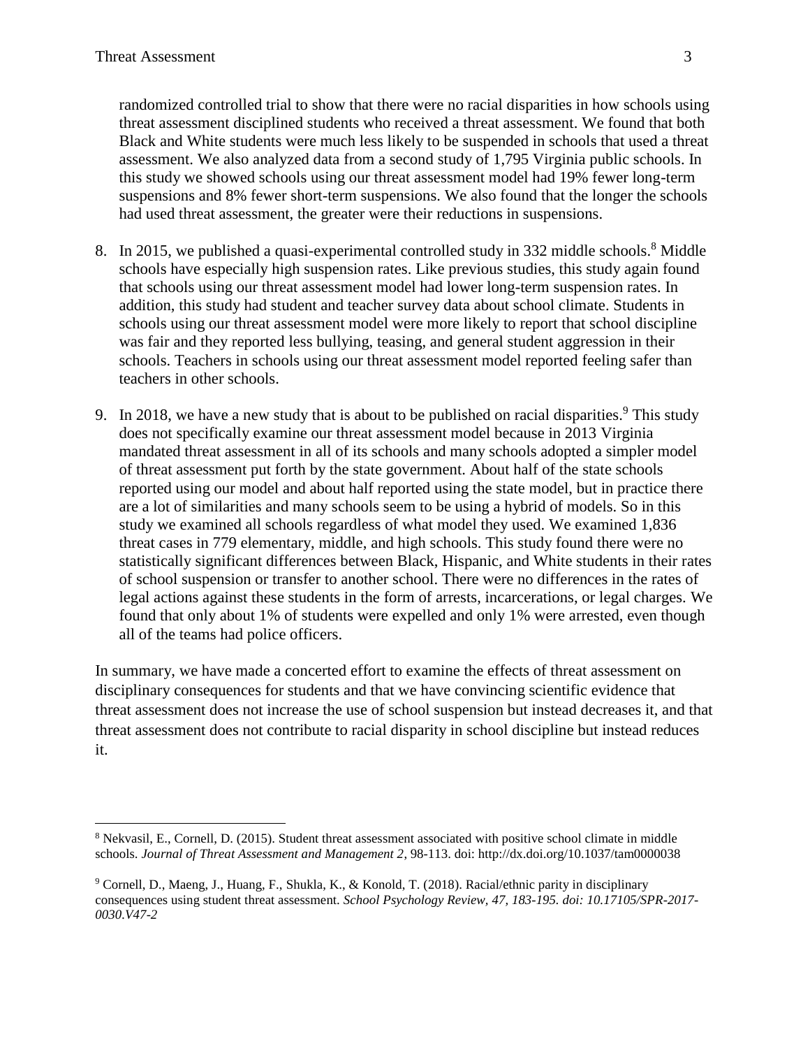randomized controlled trial to show that there were no racial disparities in how schools using threat assessment disciplined students who received a threat assessment. We found that both Black and White students were much less likely to be suspended in schools that used a threat assessment. We also analyzed data from a second study of 1,795 Virginia public schools. In this study we showed schools using our threat assessment model had 19% fewer long-term suspensions and 8% fewer short-term suspensions. We also found that the longer the schools had used threat assessment, the greater were their reductions in suspensions.

8. In 2015, we published a quasi-experimental controlled study in 332 middle schools.[8] Middle schools have especially high suspension rates. Like previous studies, this study again found that schools using our threat assessment model had lower long-term suspension rates. In addition, this study had student and teacher survey data about school climate. Students in schools using our threat assessment model were more likely to report that school discipline was fair and they reported less bullying, teasing, and general student aggression in their schools. Teachers in schools using our threat assessment model reported feeling safer than teachers in other schools.

9. In 2018, we have a new study that is about to be published on racial disparities.[9] This study does not specifically examine our threat assessment model because in 2013 Virginia mandated threat assessment in all of its schools and many schools adopted a simpler model of threat assessment put forth by the state government. About half of the state schools reported using our model and about half reported using the state model, but in practice there are a lot of similarities and many schools seem to be using a hybrid of models. So in this study we examined all schools regardless of what model they used. We examined 1,836 threat cases in 779 elementary, middle, and high schools. This study found there were no statistically significant differences between Black, Hispanic, and White students in their rates of school suspension or transfer to another school. There were no differences in the rates of legal actions against these students in the form of arrests, incarcerations, or legal charges. We found that only about 1% of students were expelled and only 1% were arrested, even though all of the teams had police officers.

In summary, we have made a concerted effort to examine the effects of threat assessment on disciplinary consequences for students and that we have convincing scientific evidence that threat assessment does not increase the use of school suspension but instead decreases it, and that threat assessment does not contribute to racial disparity in school discipline but instead reduces it.

---

[8] Nekvasil, E., Cornell, D. (2015). Student threat assessment associated with positive school climate in middle schools. *Journal of Threat Assessment and Management 2*, 98-113. doi: http://dx.doi.org/10.1037/tam0000038

[9] Cornell, D., Maeng, J., Huang, F., Shukla, K., & Konold, T. (2018). Racial/ethnic parity in disciplinary consequences using student threat assessment. *School Psychology Review, 47, 183-195. doi: 10.17105/SPR-2017-0030.V47-2*